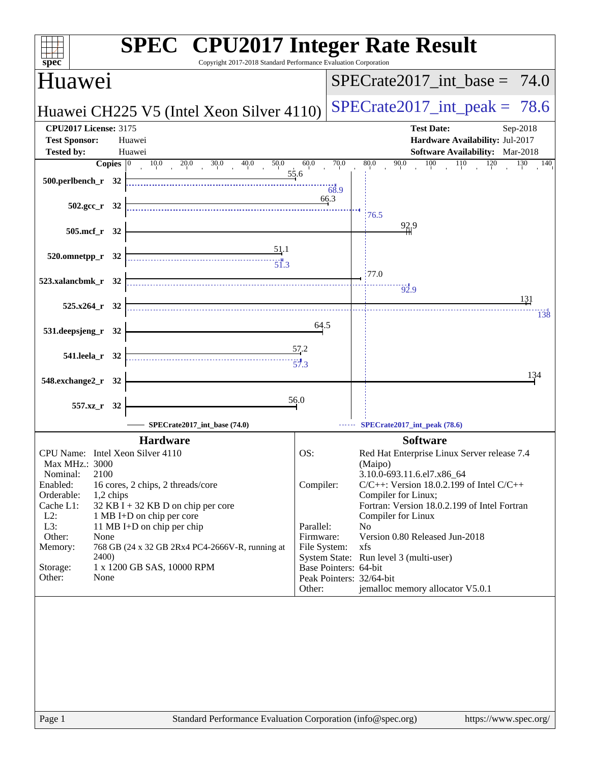# SPEC CPU2017 Integer Rate Result

Copyright 2017-2018 Standard Performance Evaluation Corporation

## Huawei

**Huawei CH225 V5 (Intel Xeon Silver 4110)**

SPECrate2017_int_base = 74.0

SPECrate2017_int_peak = 78.6

| | | | |
|---|---|---|---|
| **CPU2017 License:** | 3175 | **Test Date:** | Sep-2018 |
| **Test Sponsor:** | Huawei | **Hardware Availability:** | Jul-2017 |
| **Tested by:** | Huawei | **Software Availability:** | Mar-2018 |

| Benchmark | Copies | Base | Peak |
|---|---|---|---|
| 500.perlbench_r | 32 | 55.6 | 68.9 |
| 502.gcc_r | 32 | 66.3 | 76.5 |
| 505.mcf_r | 32 | 92.9 | |
| 520.omnetpp_r | 32 | 51.1 | 51.3 |
| 523.xalancbmk_r | 32 | 77.0 | 92.9 |
| 525.x264_r | 32 | 131 | 138 |
| 531.deepsjeng_r | 32 | 64.5 | |
| 541.leela_r | 32 | 57.2 | 57.3 |
| 548.exchange2_r | 32 | 134 | |
| 557.xz_r | 32 | 56.0 | |

SPECrate2017_int_base (74.0) ------ SPECrate2017_int_peak (78.6)

### Hardware

| | |
|---|---|
| CPU Name: | Intel Xeon Silver 4110 |
| Max MHz.: | 3000 |
| Nominal: | 2100 |
| Enabled: | 16 cores, 2 chips, 2 threads/core |
| Orderable: | 1,2 chips |
| Cache L1: | 32 KB I + 32 KB D on chip per core |
| L2: | 1 MB I+D on chip per core |
| L3: | 11 MB I+D on chip per chip |
| Other: | None |
| Memory: | 768 GB (24 x 32 GB 2Rx4 PC4-2666V-R, running at 2400) |
| Storage: | 1 x 1200 GB SAS, 10000 RPM |
| Other: | None |

### Software

| | |
|---|---|
| OS: | Red Hat Enterprise Linux Server release 7.4 (Maipo) 3.10.0-693.11.6.el7.x86_64 |
| Compiler: | C/C++: Version 18.0.2.199 of Intel C/C++ Compiler for Linux; Fortran: Version 18.0.2.199 of Intel Fortran Compiler for Linux |
| Parallel: | No |
| Firmware: | Version 0.80 Released Jun-2018 |
| File System: | xfs |
| System State: | Run level 3 (multi-user) |
| Base Pointers: | 64-bit |
| Peak Pointers: | 32/64-bit |
| Other: | jemalloc memory allocator V5.0.1 |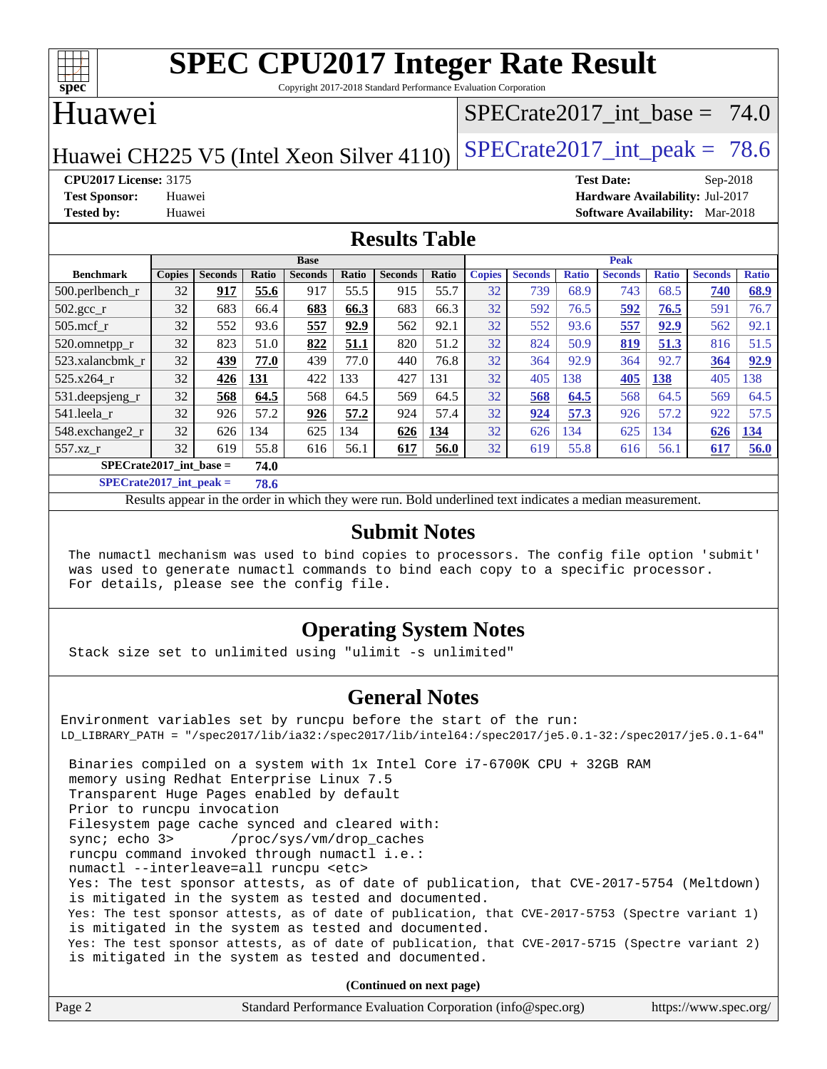# SPEC CPU2017 Integer Rate Result

Copyright 2017-2018 Standard Performance Evaluation Corporation

## Huawei

Huawei CH225 V5 (Intel Xeon Silver 4110)

SPECrate2017_int_base = 74.0

SPECrate2017_int_peak = 78.6

**CPU2017 License:** 3175
**Test Sponsor:** Huawei
**Tested by:** Huawei

**Test Date:** Sep-2018
**Hardware Availability:** Jul-2017
**Software Availability:** Mar-2018

## Results Table

| | Base | | | | | | | Peak | | | | | | |
|---|---|---|---|---|---|---|---|---|---|---|---|---|---|---|
| **Benchmark** | **Copies** | **Seconds** | **Ratio** | **Seconds** | **Ratio** | **Seconds** | **Ratio** | **Copies** | **Seconds** | **Ratio** | **Seconds** | **Ratio** | **Seconds** | **Ratio** |
| 500.perlbench_r | 32 | **917** | **55.6** | 917 | 55.5 | 915 | 55.7 | 32 | 739 | 68.9 | 743 | 68.5 | **740** | **68.9** |
| 502.gcc_r | 32 | 683 | 66.4 | **683** | **66.3** | 683 | 66.3 | 32 | 592 | 76.5 | **592** | **76.5** | 591 | 76.7 |
| 505.mcf_r | 32 | 552 | 93.6 | **557** | **92.9** | 562 | 92.1 | 32 | 552 | 93.6 | **557** | **92.9** | 562 | 92.1 |
| 520.omnetpp_r | 32 | 823 | 51.0 | **822** | **51.1** | 820 | 51.2 | 32 | 824 | 50.9 | **819** | **51.3** | 816 | 51.5 |
| 523.xalancbmk_r | 32 | **439** | **77.0** | 439 | 77.0 | 440 | 76.8 | 32 | 364 | 92.9 | 364 | 92.7 | **364** | **92.9** |
| 525.x264_r | 32 | **426** | **131** | 422 | 133 | 427 | 131 | 32 | 405 | 138 | **405** | **138** | 405 | 138 |
| 531.deepsjeng_r | 32 | **568** | **64.5** | 568 | 64.5 | 569 | 64.5 | 32 | **568** | **64.5** | 568 | 64.5 | 569 | 64.5 |
| 541.leela_r | 32 | 926 | 57.2 | **926** | **57.2** | 924 | 57.4 | 32 | **924** | **57.3** | 926 | 57.2 | 922 | 57.5 |
| 548.exchange2_r | 32 | 626 | 134 | 625 | 134 | **626** | **134** | 32 | 626 | 134 | 625 | 134 | **626** | **134** |
| 557.xz_r | 32 | 619 | 55.8 | 616 | 56.1 | **617** | **56.0** | 32 | 619 | 55.8 | 616 | 56.1 | **617** | **56.0** |

**SPECrate2017_int_base = 74.0**

**SPECrate2017_int_peak = 78.6**

Results appear in the order in which they were run. Bold underlined text indicates a median measurement.

## Submit Notes

```
The numactl mechanism was used to bind copies to processors. The config file option 'submit'
was used to generate numactl commands to bind each copy to a specific processor.
For details, please see the config file.
```

## Operating System Notes

```
Stack size set to unlimited using "ulimit -s unlimited"
```

## General Notes

```
Environment variables set by runcpu before the start of the run:
LD_LIBRARY_PATH = "/spec2017/lib/ia32:/spec2017/lib/intel64:/spec2017/je5.0.1-32:/spec2017/je5.0.1-64"

 Binaries compiled on a system with 1x Intel Core i7-6700K CPU + 32GB RAM
 memory using Redhat Enterprise Linux 7.5
 Transparent Huge Pages enabled by default
 Prior to runcpu invocation
 Filesystem page cache synced and cleared with:
 sync; echo 3>       /proc/sys/vm/drop_caches
 runcpu command invoked through numactl i.e.:
 numactl --interleave=all runcpu <etc>
 Yes: The test sponsor attests, as of date of publication, that CVE-2017-5754 (Meltdown)
 is mitigated in the system as tested and documented.
 Yes: The test sponsor attests, as of date of publication, that CVE-2017-5753 (Spectre variant 1)
 is mitigated in the system as tested and documented.
 Yes: The test sponsor attests, as of date of publication, that CVE-2017-5715 (Spectre variant 2)
 is mitigated in the system as tested and documented.
```

**(Continued on next page)**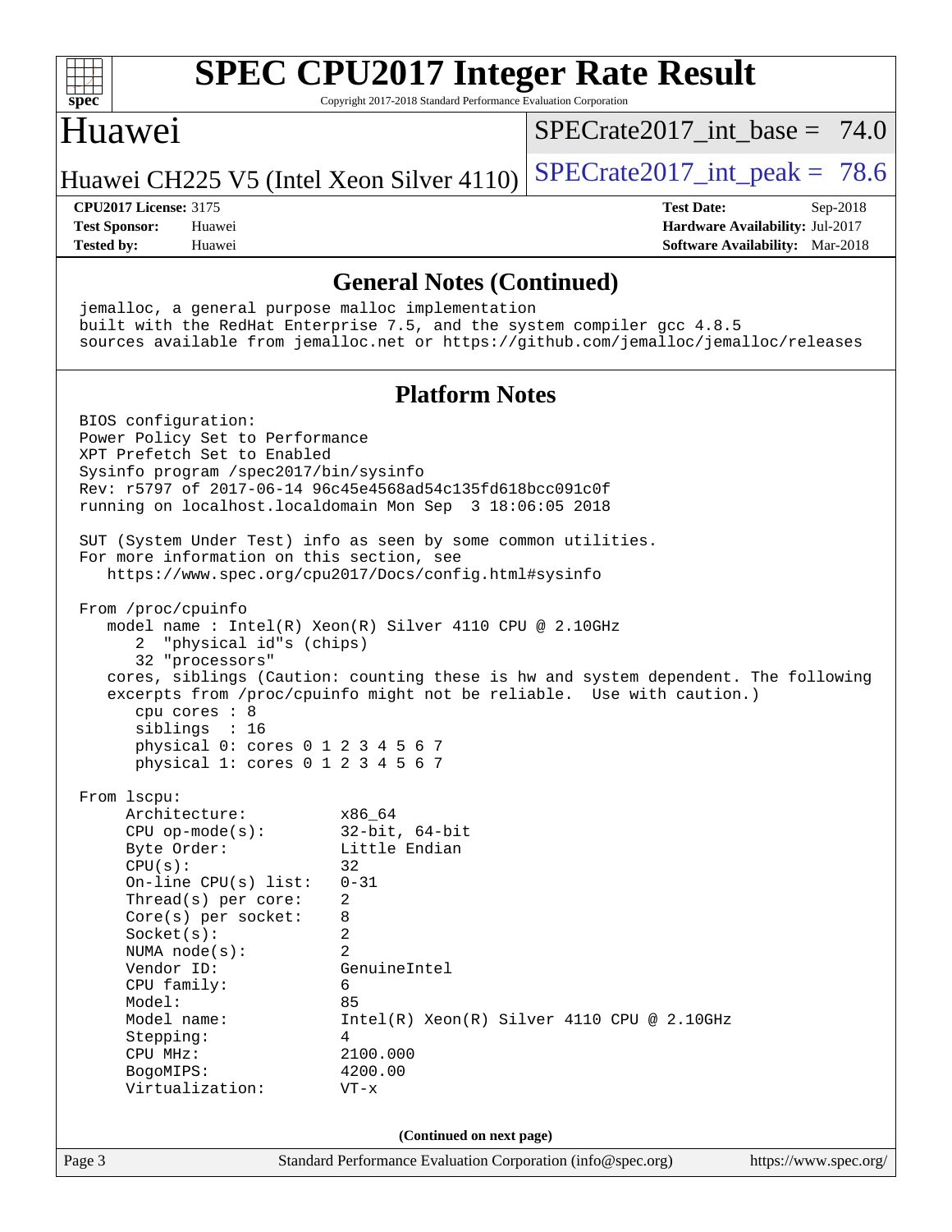## General Notes (Continued)

```
jemalloc, a general purpose malloc implementation
built with the RedHat Enterprise 7.5, and the system compiler gcc 4.8.5
sources available from jemalloc.net or https://github.com/jemalloc/jemalloc/releases
```

## Platform Notes

```
BIOS configuration:
Power Policy Set to Performance
XPT Prefetch Set to Enabled
Sysinfo program /spec2017/bin/sysinfo
Rev: r5797 of 2017-06-14 96c45e4568ad54c135fd618bcc091c0f
running on localhost.localdomain Mon Sep  3 18:06:05 2018

SUT (System Under Test) info as seen by some common utilities.
For more information on this section, see
   https://www.spec.org/cpu2017/Docs/config.html#sysinfo

From /proc/cpuinfo
   model name : Intel(R) Xeon(R) Silver 4110 CPU @ 2.10GHz
      2  "physical id"s (chips)
      32 "processors"
   cores, siblings (Caution: counting these is hw and system dependent. The following
   excerpts from /proc/cpuinfo might not be reliable.  Use with caution.)
      cpu cores : 8
      siblings  : 16
      physical 0: cores 0 1 2 3 4 5 6 7
      physical 1: cores 0 1 2 3 4 5 6 7

From lscpu:
     Architecture:          x86_64
     CPU op-mode(s):        32-bit, 64-bit
     Byte Order:            Little Endian
     CPU(s):                32
     On-line CPU(s) list:   0-31
     Thread(s) per core:    2
     Core(s) per socket:    8
     Socket(s):             2
     NUMA node(s):          2
     Vendor ID:             GenuineIntel
     CPU family:            6
     Model:                 85
     Model name:            Intel(R) Xeon(R) Silver 4110 CPU @ 2.10GHz
     Stepping:              4
     CPU MHz:               2100.000
     BogoMIPS:              4200.00
     Virtualization:        VT-x
```

**(Continued on next page)**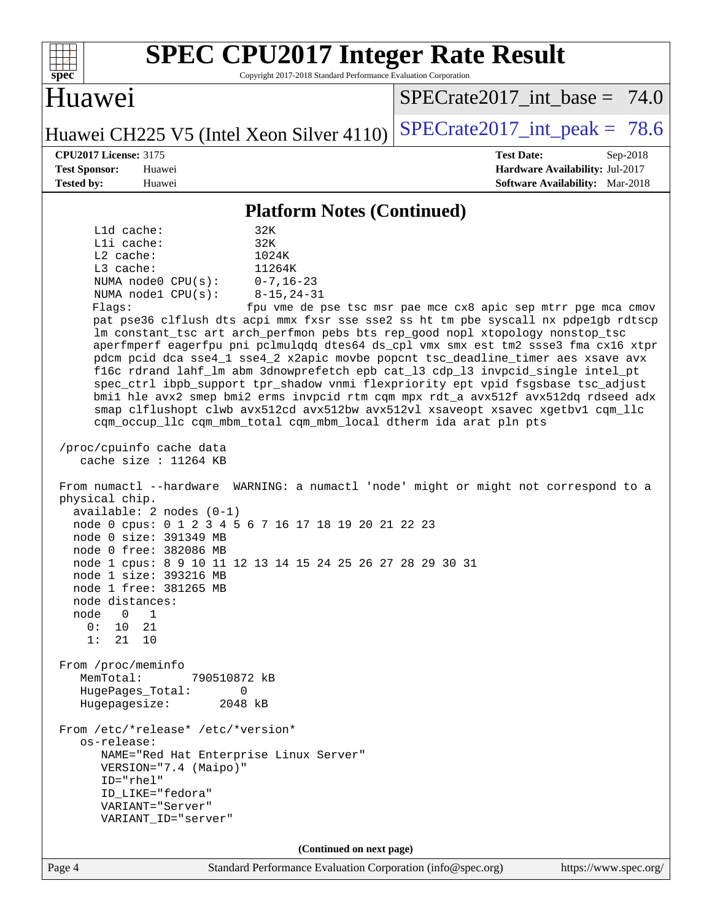# SPEC CPU2017 Integer Rate Result

Copyright 2017-2018 Standard Performance Evaluation Corporation

## Huawei

Huawei CH225 V5 (Intel Xeon Silver 4110)

SPECrate2017_int_base = 74.0

SPECrate2017_int_peak = 78.6

**CPU2017 License:** 3175
**Test Sponsor:** Huawei
**Tested by:** Huawei

**Test Date:** Sep-2018
**Hardware Availability:** Jul-2017
**Software Availability:** Mar-2018

### Platform Notes (Continued)

```
     L1d cache:             32K
     L1i cache:             32K
     L2 cache:              1024K
     L3 cache:              11264K
     NUMA node0 CPU(s):     0-7,16-23
     NUMA node1 CPU(s):     8-15,24-31
     Flags:                fpu vme de pse tsc msr pae mce cx8 apic sep mtrr pge mca cmov
     pat pse36 clflush dts acpi mmx fxsr sse sse2 ss ht tm pbe syscall nx pdpe1gb rdtscp
     lm constant_tsc art arch_perfmon pebs bts rep_good nopl xtopology nonstop_tsc
     aperfmperf eagerfpu pni pclmulqdq dtes64 ds_cpl vmx smx est tm2 ssse3 fma cx16 xtpr
     pdcm pcid dca sse4_1 sse4_2 x2apic movbe popcnt tsc_deadline_timer aes xsave avx
     f16c rdrand lahf_lm abm 3dnowprefetch epb cat_l3 cdp_l3 invpcid_single intel_pt
     spec_ctrl ibpb_support tpr_shadow vnmi flexpriority ept vpid fsgsbase tsc_adjust
     bmi1 hle avx2 smep bmi2 erms invpcid rtm cqm mpx rdt_a avx512f avx512dq rdseed adx
     smap clflushopt clwb avx512cd avx512bw avx512vl xsaveopt xsavec xgetbv1 cqm_llc
     cqm_occup_llc cqm_mbm_total cqm_mbm_local dtherm ida arat pln pts

 /proc/cpuinfo cache data
    cache size : 11264 KB

 From numactl --hardware  WARNING: a numactl 'node' might or might not correspond to a
 physical chip.
   available: 2 nodes (0-1)
   node 0 cpus: 0 1 2 3 4 5 6 7 16 17 18 19 20 21 22 23
   node 0 size: 391349 MB
   node 0 free: 382086 MB
   node 1 cpus: 8 9 10 11 12 13 14 15 24 25 26 27 28 29 30 31
   node 1 size: 393216 MB
   node 1 free: 381265 MB
   node distances:
   node   0   1
     0:  10  21
     1:  21  10

 From /proc/meminfo
    MemTotal:       790510872 kB
    HugePages_Total:       0
    Hugepagesize:       2048 kB

 From /etc/*release* /etc/*version*
    os-release:
       NAME="Red Hat Enterprise Linux Server"
       VERSION="7.4 (Maipo)"
       ID="rhel"
       ID_LIKE="fedora"
       VARIANT="Server"
       VARIANT_ID="server"
```

**(Continued on next page)**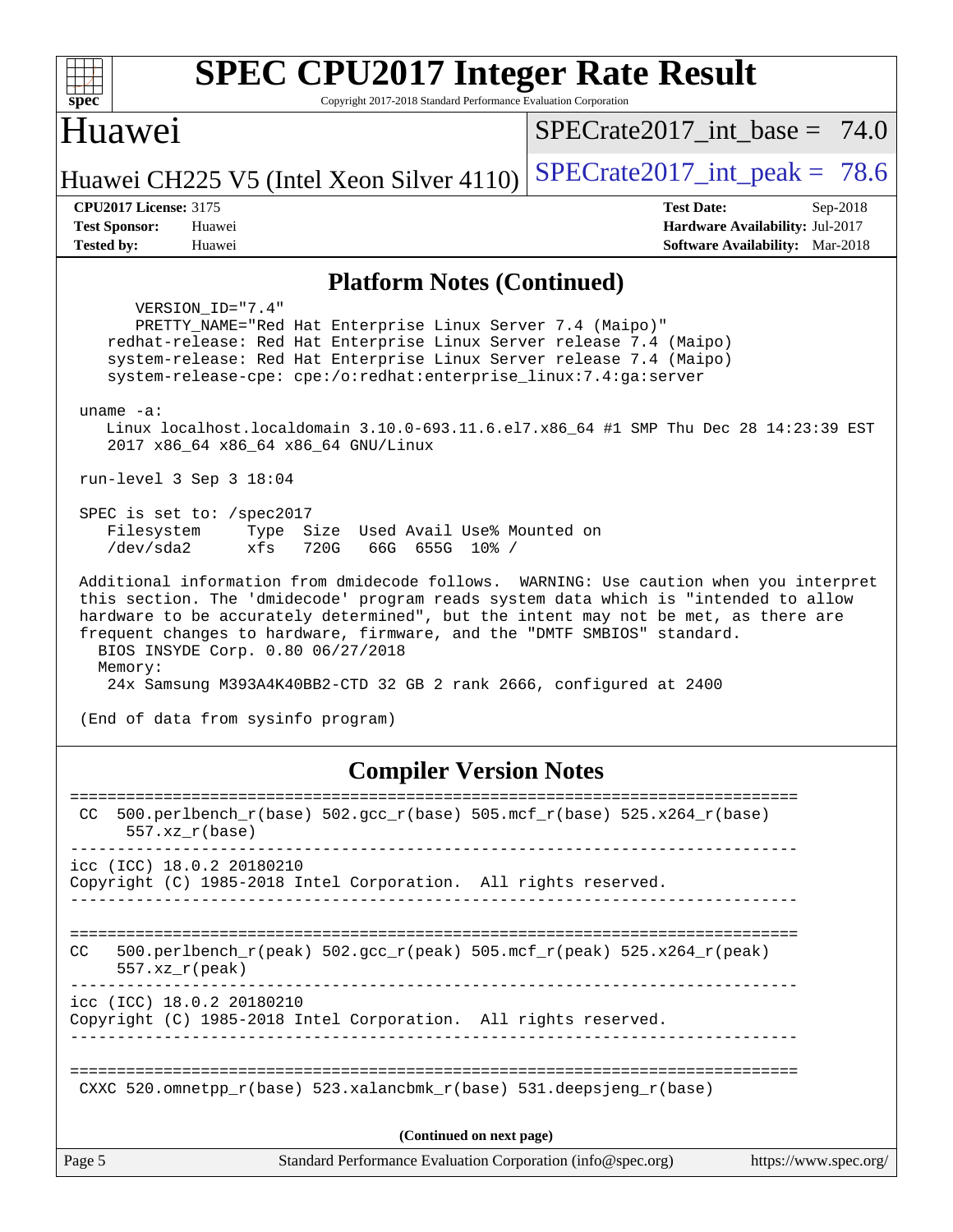## Platform Notes (Continued)

```
      VERSION_ID="7.4"
      PRETTY_NAME="Red Hat Enterprise Linux Server 7.4 (Maipo)"
    redhat-release: Red Hat Enterprise Linux Server release 7.4 (Maipo)
    system-release: Red Hat Enterprise Linux Server release 7.4 (Maipo)
    system-release-cpe: cpe:/o:redhat:enterprise_linux:7.4:ga:server

 uname -a:
    Linux localhost.localdomain 3.10.0-693.11.6.el7.x86_64 #1 SMP Thu Dec 28 14:23:39 EST
    2017 x86_64 x86_64 x86_64 GNU/Linux

 run-level 3 Sep 3 18:04

 SPEC is set to: /spec2017
    Filesystem     Type  Size  Used Avail Use% Mounted on
    /dev/sda2      xfs   720G   66G  655G  10% /

 Additional information from dmidecode follows.  WARNING: Use caution when you interpret
 this section. The 'dmidecode' program reads system data which is "intended to allow
 hardware to be accurately determined", but the intent may not be met, as there are
 frequent changes to hardware, firmware, and the "DMTF SMBIOS" standard.
   BIOS INSYDE Corp. 0.80 06/27/2018
   Memory:
    24x Samsung M393A4K40BB2-CTD 32 GB 2 rank 2666, configured at 2400

 (End of data from sysinfo program)
```

## Compiler Version Notes

```
==============================================================================
 CC  500.perlbench_r(base) 502.gcc_r(base) 505.mcf_r(base) 525.x264_r(base)
      557.xz_r(base)
------------------------------------------------------------------------------
icc (ICC) 18.0.2 20180210
Copyright (C) 1985-2018 Intel Corporation.  All rights reserved.
------------------------------------------------------------------------------

==============================================================================
CC   500.perlbench_r(peak) 502.gcc_r(peak) 505.mcf_r(peak) 525.x264_r(peak)
     557.xz_r(peak)
------------------------------------------------------------------------------
icc (ICC) 18.0.2 20180210
Copyright (C) 1985-2018 Intel Corporation.  All rights reserved.
------------------------------------------------------------------------------

==============================================================================
 CXXC 520.omnetpp_r(base) 523.xalancbmk_r(base) 531.deepsjeng_r(base)
```

(Continued on next page)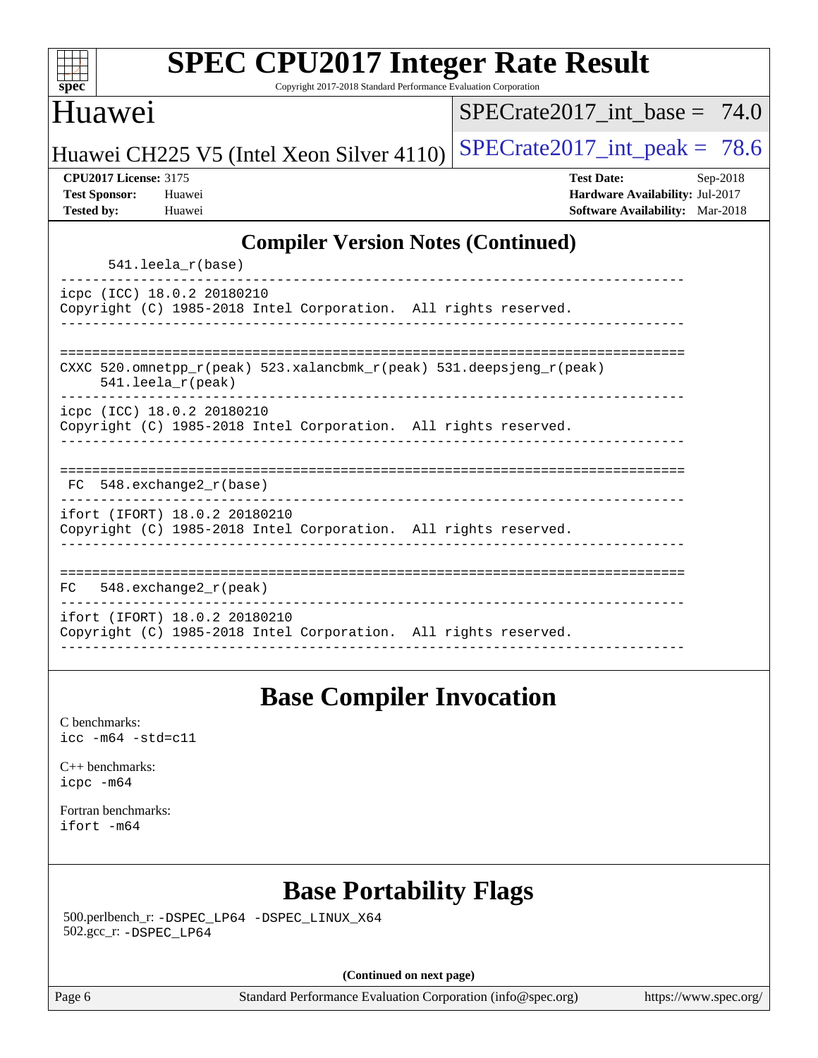## Compiler Version Notes (Continued)

```
      541.leela_r(base)
------------------------------------------------------------------------------
icpc (ICC) 18.0.2 20180210
Copyright (C) 1985-2018 Intel Corporation.  All rights reserved.
------------------------------------------------------------------------------

==============================================================================
CXXC 520.omnetpp_r(peak) 523.xalancbmk_r(peak) 531.deepsjeng_r(peak)
     541.leela_r(peak)
------------------------------------------------------------------------------
icpc (ICC) 18.0.2 20180210
Copyright (C) 1985-2018 Intel Corporation.  All rights reserved.
------------------------------------------------------------------------------

==============================================================================
 FC  548.exchange2_r(base)
------------------------------------------------------------------------------
ifort (IFORT) 18.0.2 20180210
Copyright (C) 1985-2018 Intel Corporation.  All rights reserved.
------------------------------------------------------------------------------

==============================================================================
FC   548.exchange2_r(peak)
------------------------------------------------------------------------------
ifort (IFORT) 18.0.2 20180210
Copyright (C) 1985-2018 Intel Corporation.  All rights reserved.
------------------------------------------------------------------------------
```

## Base Compiler Invocation

C benchmarks:
`icc -m64 -std=c11`

C++ benchmarks:
`icpc -m64`

Fortran benchmarks:
`ifort -m64`

## Base Portability Flags

500.perlbench_r: `-DSPEC_LP64 -DSPEC_LINUX_X64`
502.gcc_r: `-DSPEC_LP64`

**(Continued on next page)**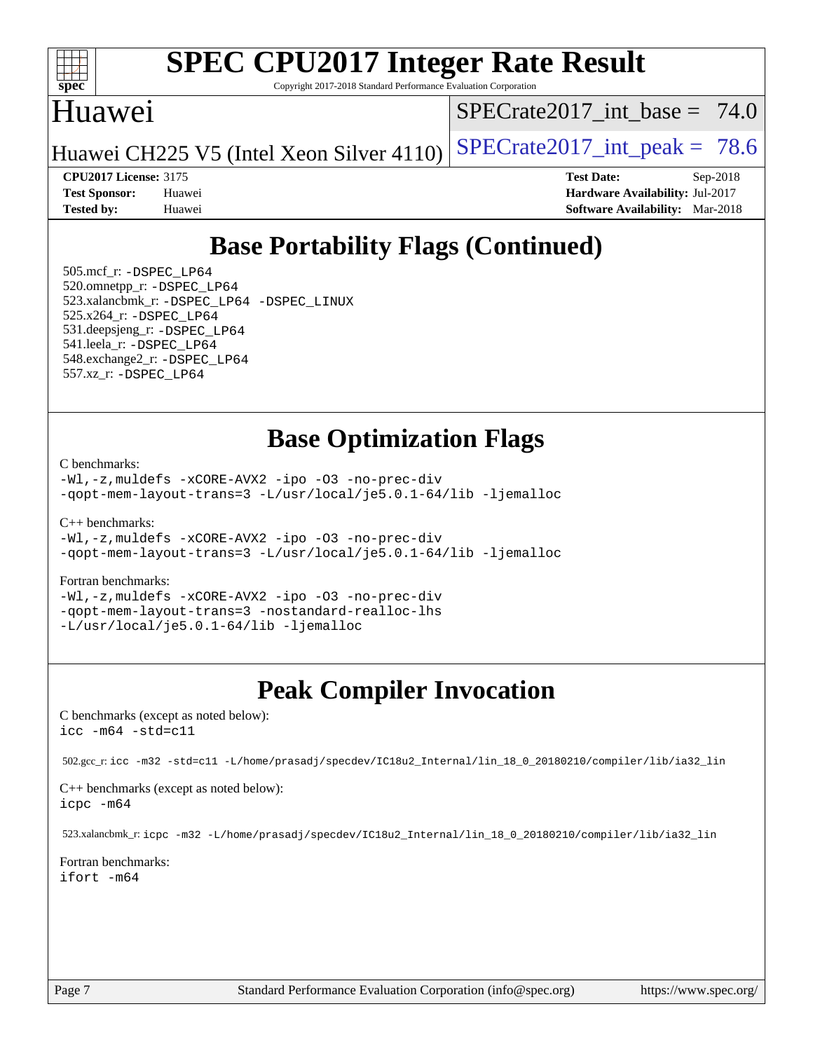# SPEC CPU2017 Integer Rate Result

Copyright 2017-2018 Standard Performance Evaluation Corporation

## Huawei

Huawei CH225 V5 (Intel Xeon Silver 4110)

SPECrate2017_int_base = 74.0

SPECrate2017_int_peak = 78.6

**CPU2017 License:** 3175
**Test Sponsor:** Huawei
**Tested by:** Huawei

**Test Date:** Sep-2018
**Hardware Availability:** Jul-2017
**Software Availability:** Mar-2018

## Base Portability Flags (Continued)

505.mcf_r: `-DSPEC_LP64`
520.omnetpp_r: `-DSPEC_LP64`
523.xalancbmk_r: `-DSPEC_LP64 -DSPEC_LINUX`
525.x264_r: `-DSPEC_LP64`
531.deepsjeng_r: `-DSPEC_LP64`
541.leela_r: `-DSPEC_LP64`
548.exchange2_r: `-DSPEC_LP64`
557.xz_r: `-DSPEC_LP64`

## Base Optimization Flags

C benchmarks:

```
-Wl,-z,muldefs -xCORE-AVX2 -ipo -O3 -no-prec-div
-qopt-mem-layout-trans=3 -L/usr/local/je5.0.1-64/lib -ljemalloc
```

C++ benchmarks:

```
-Wl,-z,muldefs -xCORE-AVX2 -ipo -O3 -no-prec-div
-qopt-mem-layout-trans=3 -L/usr/local/je5.0.1-64/lib -ljemalloc
```

Fortran benchmarks:

```
-Wl,-z,muldefs -xCORE-AVX2 -ipo -O3 -no-prec-div
-qopt-mem-layout-trans=3 -nostandard-realloc-lhs
-L/usr/local/je5.0.1-64/lib -ljemalloc
```

## Peak Compiler Invocation

C benchmarks (except as noted below):

```
icc -m64 -std=c11
```

502.gcc_r: `icc -m32 -std=c11 -L/home/prasadj/specdev/IC18u2_Internal/lin_18_0_20180210/compiler/lib/ia32_lin`

C++ benchmarks (except as noted below):

```
icpc -m64
```

523.xalancbmk_r: `icpc -m32 -L/home/prasadj/specdev/IC18u2_Internal/lin_18_0_20180210/compiler/lib/ia32_lin`

Fortran benchmarks:

```
ifort -m64
```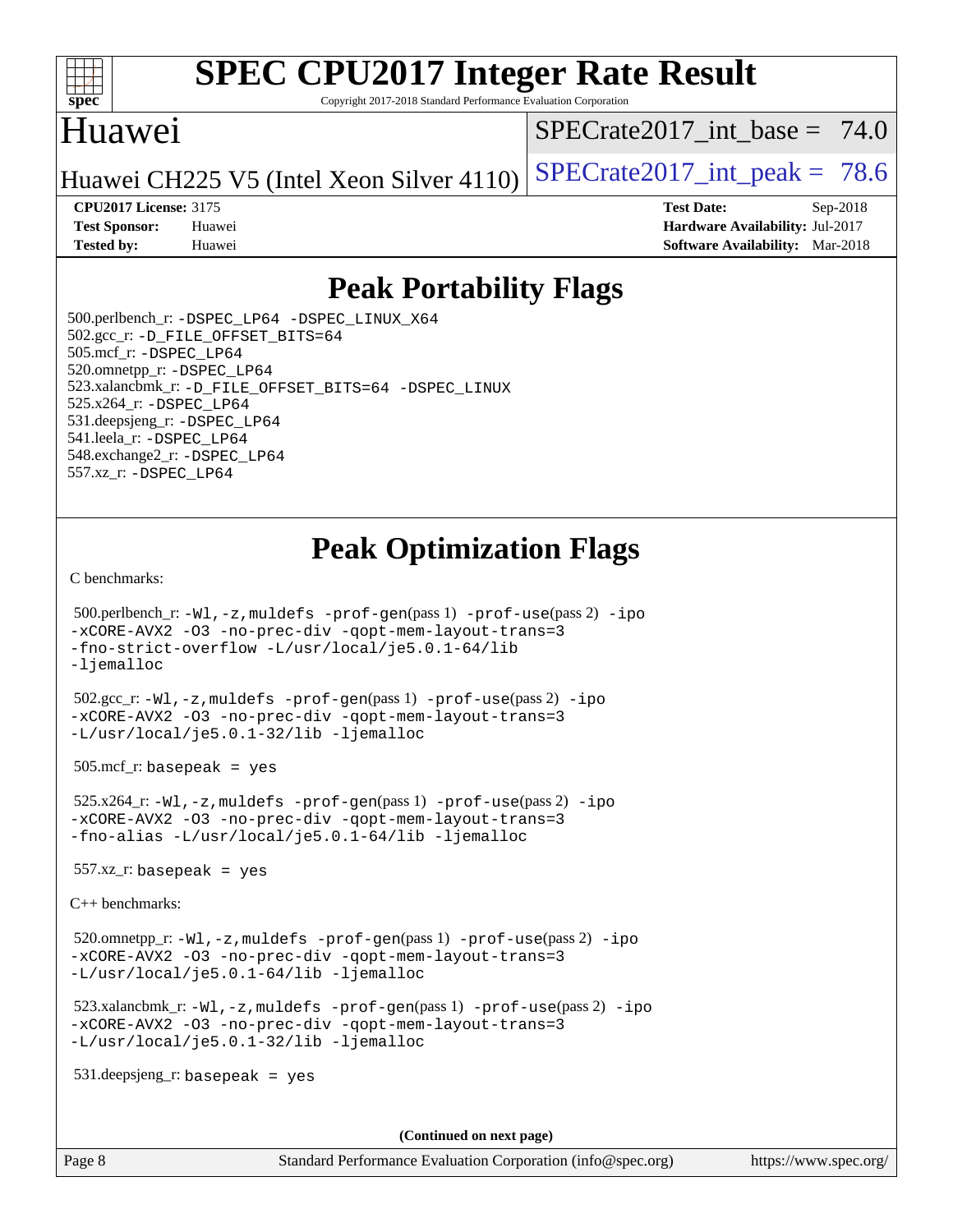# SPEC CPU2017 Integer Rate Result

Copyright 2017-2018 Standard Performance Evaluation Corporation

## Huawei

Huawei CH225 V5 (Intel Xeon Silver 4110)

SPECrate2017_int_base = 74.0

SPECrate2017_int_peak = 78.6

**CPU2017 License:** 3175
**Test Sponsor:** Huawei
**Tested by:** Huawei

**Test Date:** Sep-2018
**Hardware Availability:** Jul-2017
**Software Availability:** Mar-2018

## Peak Portability Flags

500.perlbench_r: `-DSPEC_LP64 -DSPEC_LINUX_X64`
502.gcc_r: `-D_FILE_OFFSET_BITS=64`
505.mcf_r: `-DSPEC_LP64`
520.omnetpp_r: `-DSPEC_LP64`
523.xalancbmk_r: `-D_FILE_OFFSET_BITS=64 -DSPEC_LINUX`
525.x264_r: `-DSPEC_LP64`
531.deepsjeng_r: `-DSPEC_LP64`
541.leela_r: `-DSPEC_LP64`
548.exchange2_r: `-DSPEC_LP64`
557.xz_r: `-DSPEC_LP64`

## Peak Optimization Flags

C benchmarks:

500.perlbench_r: `-Wl,-z,muldefs -prof-gen`(pass 1) `-prof-use`(pass 2) `-ipo -xCORE-AVX2 -O3 -no-prec-div -qopt-mem-layout-trans=3 -fno-strict-overflow -L/usr/local/je5.0.1-64/lib -ljemalloc`

502.gcc_r: `-Wl,-z,muldefs -prof-gen`(pass 1) `-prof-use`(pass 2) `-ipo -xCORE-AVX2 -O3 -no-prec-div -qopt-mem-layout-trans=3 -L/usr/local/je5.0.1-32/lib -ljemalloc`

505.mcf_r: `basepeak = yes`

525.x264_r: `-Wl,-z,muldefs -prof-gen`(pass 1) `-prof-use`(pass 2) `-ipo -xCORE-AVX2 -O3 -no-prec-div -qopt-mem-layout-trans=3 -fno-alias -L/usr/local/je5.0.1-64/lib -ljemalloc`

557.xz_r: `basepeak = yes`

C++ benchmarks:

520.omnetpp_r: `-Wl,-z,muldefs -prof-gen`(pass 1) `-prof-use`(pass 2) `-ipo -xCORE-AVX2 -O3 -no-prec-div -qopt-mem-layout-trans=3 -L/usr/local/je5.0.1-64/lib -ljemalloc`

523.xalancbmk_r: `-Wl,-z,muldefs -prof-gen`(pass 1) `-prof-use`(pass 2) `-ipo -xCORE-AVX2 -O3 -no-prec-div -qopt-mem-layout-trans=3 -L/usr/local/je5.0.1-32/lib -ljemalloc`

531.deepsjeng_r: `basepeak = yes`

**(Continued on next page)**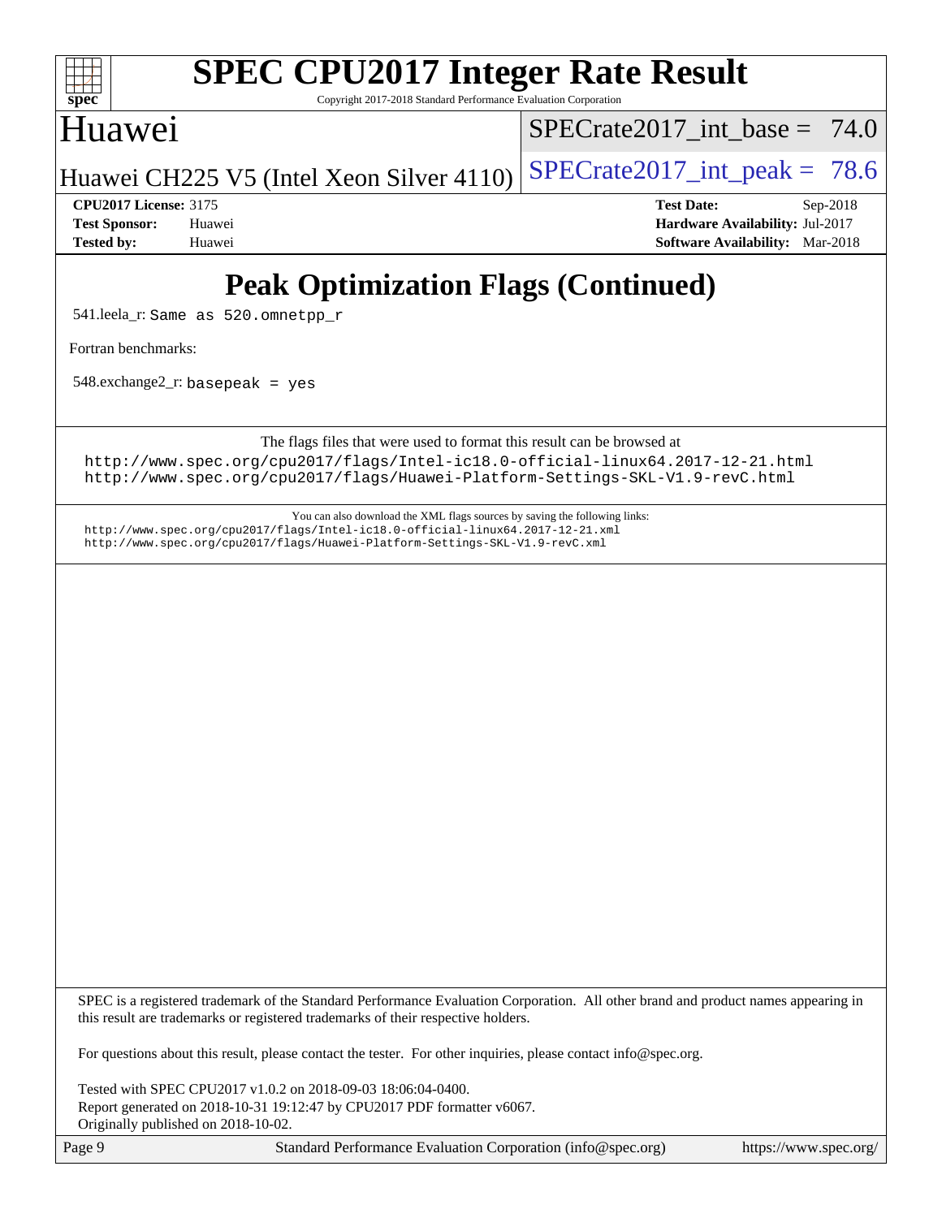# Peak Optimization Flags (Continued)

541.leela_r: Same as 520.omnetpp_r

Fortran benchmarks:

548.exchange2_r: basepeak = yes

The flags files that were used to format this result can be browsed at

http://www.spec.org/cpu2017/flags/Intel-ic18.0-official-linux64.2017-12-21.html
http://www.spec.org/cpu2017/flags/Huawei-Platform-Settings-SKL-V1.9-revC.html

You can also download the XML flags sources by saving the following links:

http://www.spec.org/cpu2017/flags/Intel-ic18.0-official-linux64.2017-12-21.xml
http://www.spec.org/cpu2017/flags/Huawei-Platform-Settings-SKL-V1.9-revC.xml

SPEC is a registered trademark of the Standard Performance Evaluation Corporation. All other brand and product names appearing in this result are trademarks or registered trademarks of their respective holders.

For questions about this result, please contact the tester. For other inquiries, please contact info@spec.org.

Tested with SPEC CPU2017 v1.0.2 on 2018-09-03 18:06:04-0400.
Report generated on 2018-10-31 19:12:47 by CPU2017 PDF formatter v6067.
Originally published on 2018-10-02.